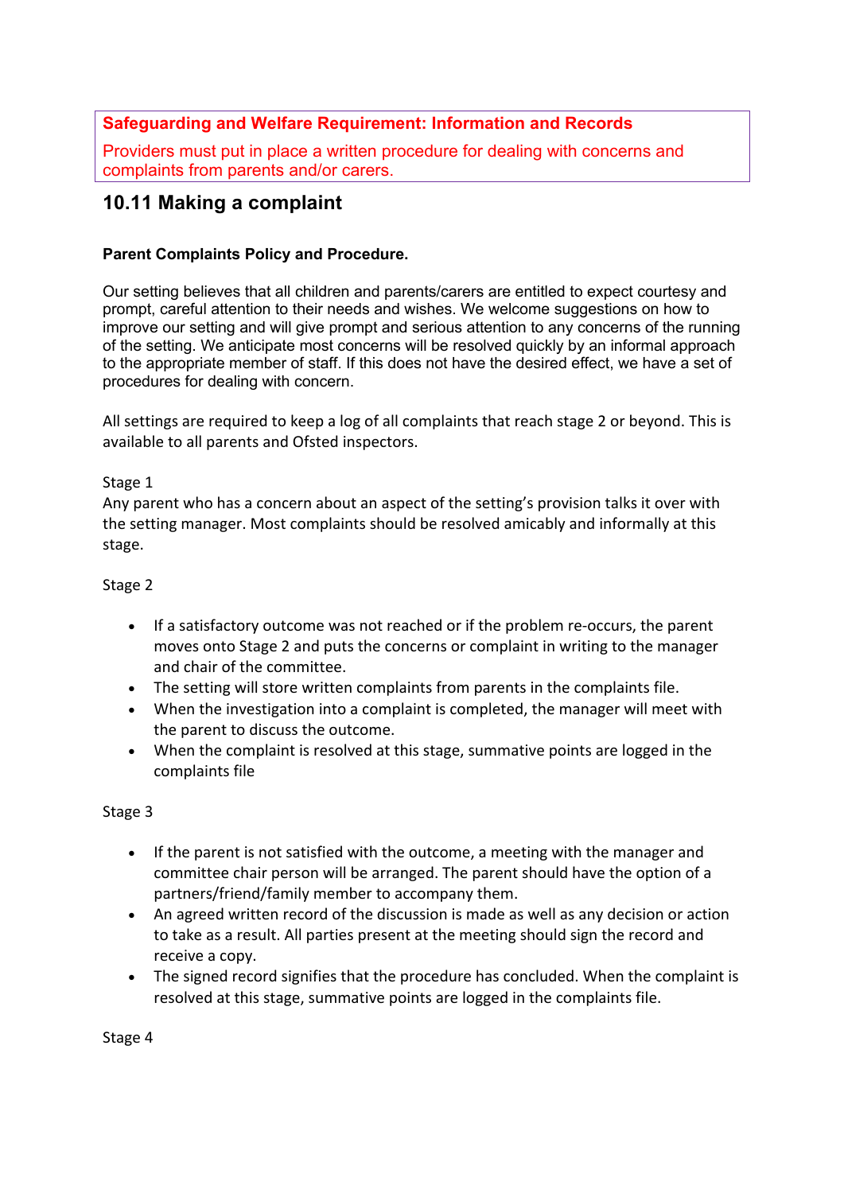**Safeguarding and Welfare Requirement: Information and Records**

Providers must put in place a written procedure for dealing with concerns and complaints from parents and/or carers.

## 10.11 Making a complaint

**Parent Complaints Policy and Procedure.**

Our setting believes that all children and parents/carers are entitled to expect courtesy and prompt, careful attention to their needs and wishes. We welcome suggestions on how to improve our setting and will give prompt and serious attention to any concerns of the running of the setting. We anticipate most concerns will be resolved quickly by an informal approach to the appropriate member of staff. If this does not have the desired effect, we have a set of procedures for dealing with concern.

All settings are required to keep a log of all complaints that reach stage 2 or beyond. This is available to all parents and Ofsted inspectors.

Stage 1

Any parent who has a concern about an aspect of the setting's provision talks it over with the setting manager. Most complaints should be resolved amicably and informally at this stage.

Stage 2

- If a satisfactory outcome was not reached or if the problem re-occurs, the parent moves onto Stage 2 and puts the concerns or complaint in writing to the manager and chair of the committee.
- The setting will store written complaints from parents in the complaints file.
- When the investigation into a complaint is completed, the manager will meet with the parent to discuss the outcome.
- When the complaint is resolved at this stage, summative points are logged in the complaints file

Stage 3

- If the parent is not satisfied with the outcome, a meeting with the manager and committee chair person will be arranged. The parent should have the option of a partners/friend/family member to accompany them.
- An agreed written record of the discussion is made as well as any decision or action to take as a result. All parties present at the meeting should sign the record and receive a copy.
- The signed record signifies that the procedure has concluded. When the complaint is resolved at this stage, summative points are logged in the complaints file.

Stage 4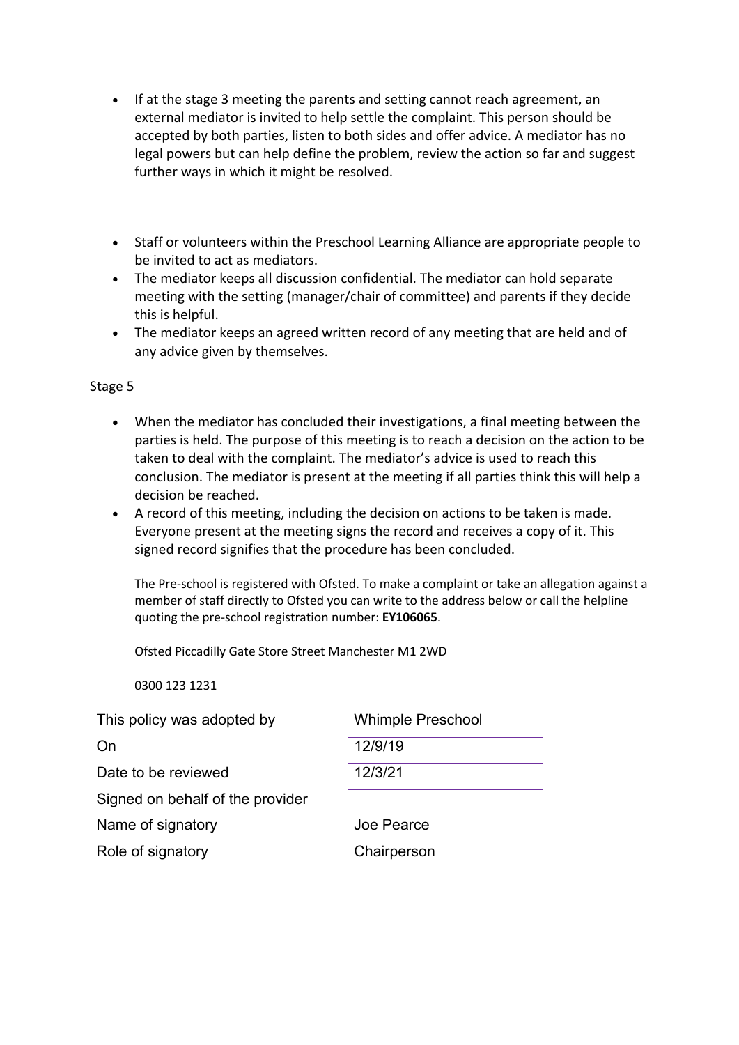- If at the stage 3 meeting the parents and setting cannot reach agreement, an external mediator is invited to help settle the complaint. This person should be accepted by both parties, listen to both sides and offer advice. A mediator has no legal powers but can help define the problem, review the action so far and suggest further ways in which it might be resolved.

- Staff or volunteers within the Preschool Learning Alliance are appropriate people to be invited to act as mediators.
- The mediator keeps all discussion confidential. The mediator can hold separate meeting with the setting (manager/chair of committee) and parents if they decide this is helpful.
- The mediator keeps an agreed written record of any meeting that are held and of any advice given by themselves.

Stage 5

- When the mediator has concluded their investigations, a final meeting between the parties is held. The purpose of this meeting is to reach a decision on the action to be taken to deal with the complaint. The mediator's advice is used to reach this conclusion. The mediator is present at the meeting if all parties think this will help a decision be reached.
- A record of this meeting, including the decision on actions to be taken is made. Everyone present at the meeting signs the record and receives a copy of it. This signed record signifies that the procedure has been concluded.

The Pre-school is registered with Ofsted. To make a complaint or take an allegation against a member of staff directly to Ofsted you can write to the address below or call the helpline quoting the pre-school registration number: **EY106065**.

Ofsted Piccadilly Gate Store Street Manchester M1 2WD

0300 123 1231

| | |
|---|---|
| This policy was adopted by | Whimple Preschool |
| On | 12/9/19 |
| Date to be reviewed | 12/3/21 |
| Signed on behalf of the provider | |
| Name of signatory | Joe Pearce |
| Role of signatory | Chairperson |